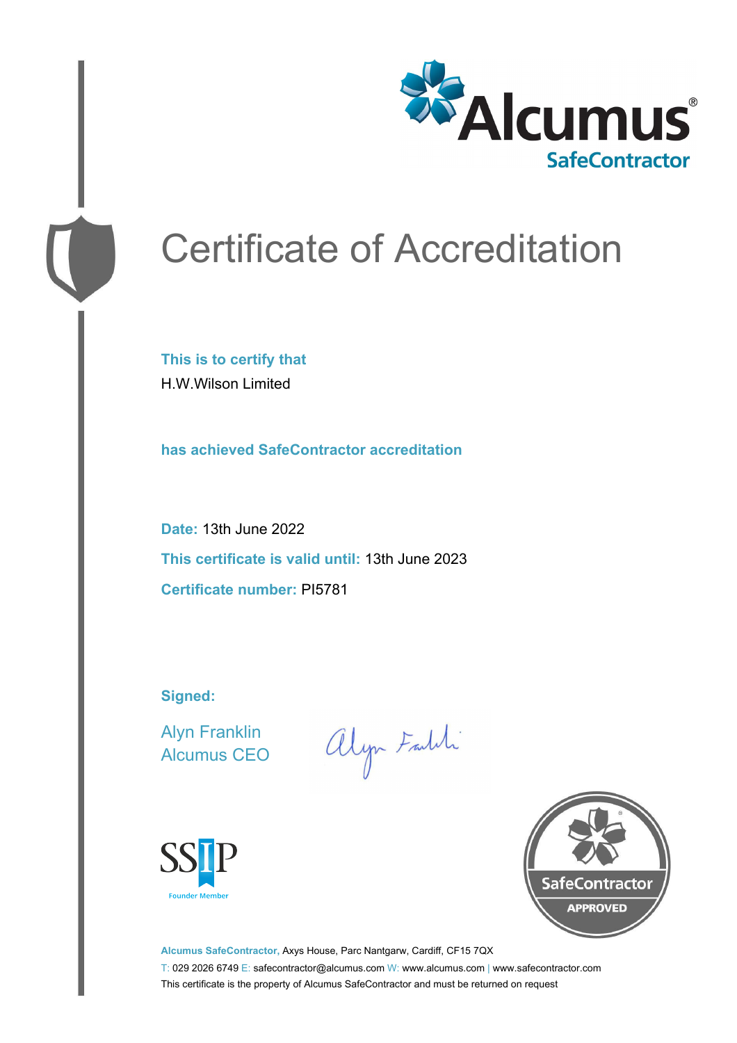Alcumus®
SafeContractor

# Certificate of Accreditation

**This is to certify that**
H.W.Wilson Limited

**has achieved SafeContractor accreditation**

**Date:** 13th June 2022

**This certificate is valid until:** 13th June 2023

**Certificate number:** PI5781

**Signed:**

Alyn Franklin
Alcumus CEO

SSIP
Founder Member

SafeContractor
APPROVED

**Alcumus SafeContractor,** Axys House, Parc Nantgarw, Cardiff, CF15 7QX
T: 029 2026 6749 E: safecontractor@alcumus.com W: www.alcumus.com | www.safecontractor.com
This certificate is the property of Alcumus SafeContractor and must be returned on request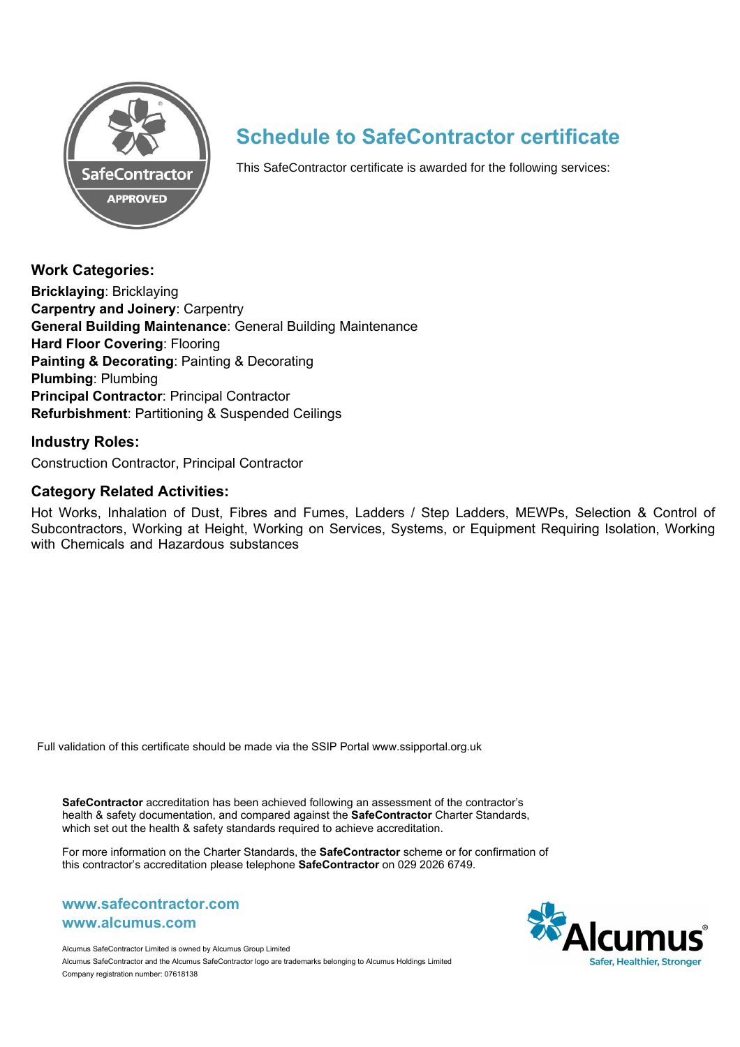# Schedule to SafeContractor certificate

This SafeContractor certificate is awarded for the following services:

## Work Categories:

**Bricklaying**: Bricklaying
**Carpentry and Joinery**: Carpentry
**General Building Maintenance**: General Building Maintenance
**Hard Floor Covering**: Flooring
**Painting & Decorating**: Painting & Decorating
**Plumbing**: Plumbing
**Principal Contractor**: Principal Contractor
**Refurbishment**: Partitioning & Suspended Ceilings

## Industry Roles:

Construction Contractor, Principal Contractor

## Category Related Activities:

Hot Works, Inhalation of Dust, Fibres and Fumes, Ladders / Step Ladders, MEWPs, Selection & Control of Subcontractors, Working at Height, Working on Services, Systems, or Equipment Requiring Isolation, Working with Chemicals and Hazardous substances

Full validation of this certificate should be made via the SSIP Portal www.ssipportal.org.uk

**SafeContractor** accreditation has been achieved following an assessment of the contractor's health & safety documentation, and compared against the **SafeContractor** Charter Standards, which set out the health & safety standards required to achieve accreditation.

For more information on the Charter Standards, the **SafeContractor** scheme or for confirmation of this contractor's accreditation please telephone **SafeContractor** on 029 2026 6749.

**www.safecontractor.com**
**www.alcumus.com**

Alcumus SafeContractor Limited is owned by Alcumus Group Limited
Alcumus SafeContractor and the Alcumus SafeContractor logo are trademarks belonging to Alcumus Holdings Limited
Company registration number: 07618138

Alcumus® Safer, Healthier, Stronger